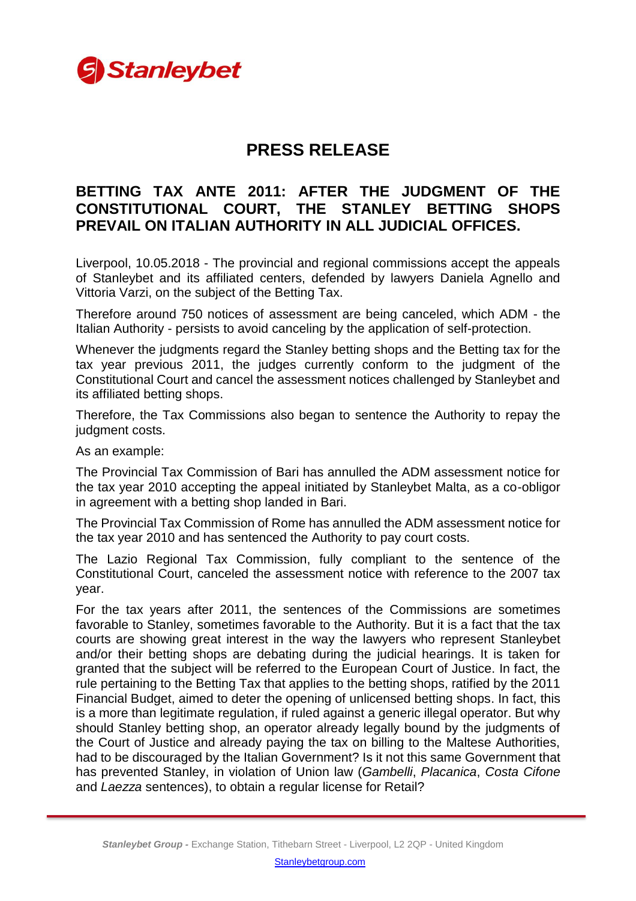Stanleybet

# PRESS RELEASE

## BETTING TAX ANTE 2011: AFTER THE JUDGMENT OF THE CONSTITUTIONAL COURT, THE STANLEY BETTING SHOPS PREVAIL ON ITALIAN AUTHORITY IN ALL JUDICIAL OFFICES.

Liverpool, 10.05.2018 - The provincial and regional commissions accept the appeals of Stanleybet and its affiliated centers, defended by lawyers Daniela Agnello and Vittoria Varzi, on the subject of the Betting Tax.

Therefore around 750 notices of assessment are being canceled, which ADM - the Italian Authority - persists to avoid canceling by the application of self-protection.

Whenever the judgments regard the Stanley betting shops and the Betting tax for the tax year previous 2011, the judges currently conform to the judgment of the Constitutional Court and cancel the assessment notices challenged by Stanleybet and its affiliated betting shops.

Therefore, the Tax Commissions also began to sentence the Authority to repay the judgment costs.

As an example:

The Provincial Tax Commission of Bari has annulled the ADM assessment notice for the tax year 2010 accepting the appeal initiated by Stanleybet Malta, as a co-obligor in agreement with a betting shop landed in Bari.

The Provincial Tax Commission of Rome has annulled the ADM assessment notice for the tax year 2010 and has sentenced the Authority to pay court costs.

The Lazio Regional Tax Commission, fully compliant to the sentence of the Constitutional Court, canceled the assessment notice with reference to the 2007 tax year.

For the tax years after 2011, the sentences of the Commissions are sometimes favorable to Stanley, sometimes favorable to the Authority. But it is a fact that the tax courts are showing great interest in the way the lawyers who represent Stanleybet and/or their betting shops are debating during the judicial hearings. It is taken for granted that the subject will be referred to the European Court of Justice. In fact, the rule pertaining to the Betting Tax that applies to the betting shops, ratified by the 2011 Financial Budget, aimed to deter the opening of unlicensed betting shops. In fact, this is a more than legitimate regulation, if ruled against a generic illegal operator. But why should Stanley betting shop, an operator already legally bound by the judgments of the Court of Justice and already paying the tax on billing to the Maltese Authorities, had to be discouraged by the Italian Government? Is it not this same Government that has prevented Stanley, in violation of Union law (*Gambelli*, *Placanica*, *Costa Cifone* and *Laezza* sentences), to obtain a regular license for Retail?

**Stanleybet Group -** Exchange Station, Tithebarn Street - Liverpool, L2 2QP - United Kingdom

Stanleybetgroup.com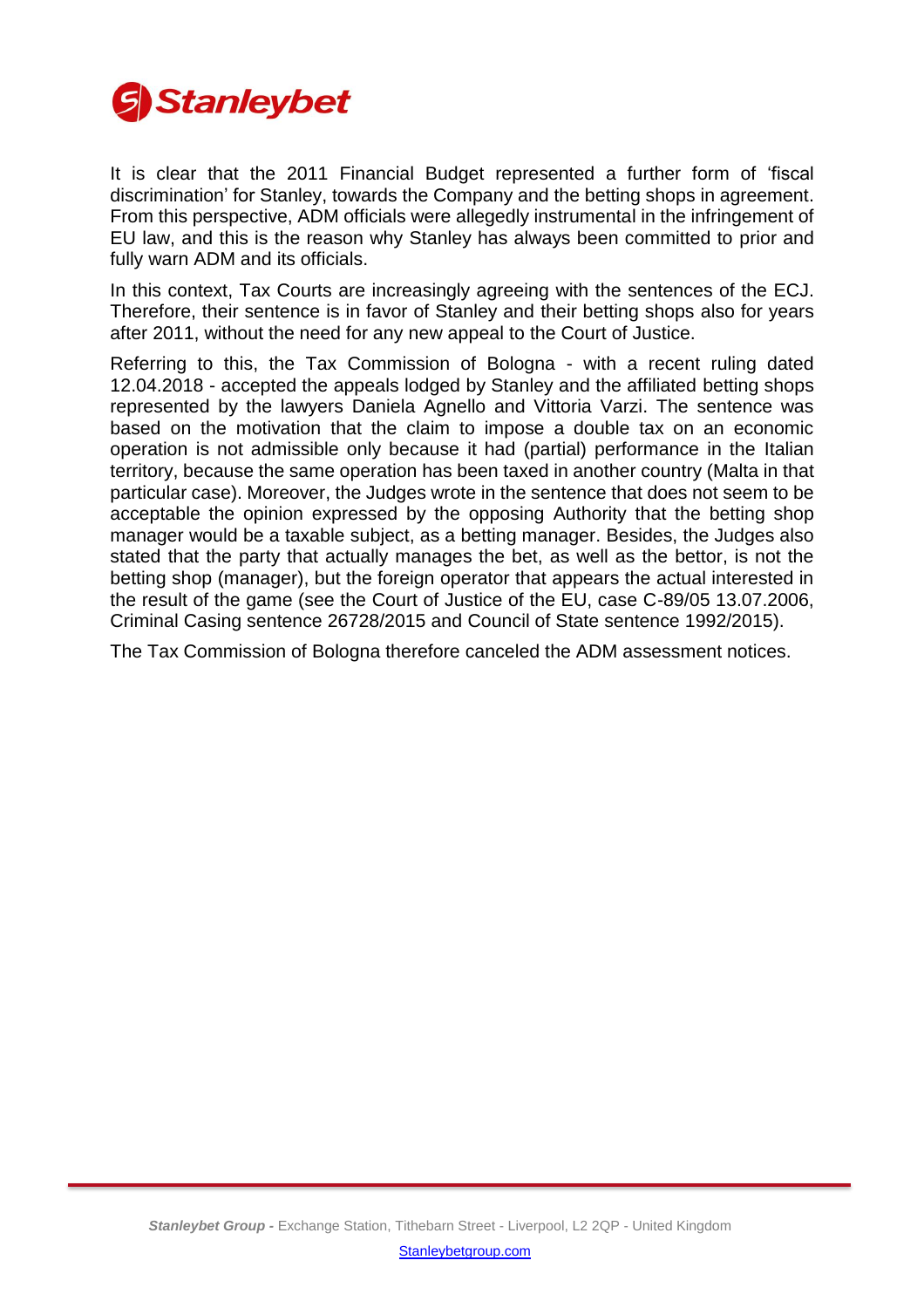It is clear that the 2011 Financial Budget represented a further form of 'fiscal discrimination' for Stanley, towards the Company and the betting shops in agreement. From this perspective, ADM officials were allegedly instrumental in the infringement of EU law, and this is the reason why Stanley has always been committed to prior and fully warn ADM and its officials.

In this context, Tax Courts are increasingly agreeing with the sentences of the ECJ. Therefore, their sentence is in favor of Stanley and their betting shops also for years after 2011, without the need for any new appeal to the Court of Justice.

Referring to this, the Tax Commission of Bologna - with a recent ruling dated 12.04.2018 - accepted the appeals lodged by Stanley and the affiliated betting shops represented by the lawyers Daniela Agnello and Vittoria Varzi. The sentence was based on the motivation that the claim to impose a double tax on an economic operation is not admissible only because it had (partial) performance in the Italian territory, because the same operation has been taxed in another country (Malta in that particular case). Moreover, the Judges wrote in the sentence that does not seem to be acceptable the opinion expressed by the opposing Authority that the betting shop manager would be a taxable subject, as a betting manager. Besides, the Judges also stated that the party that actually manages the bet, as well as the bettor, is not the betting shop (manager), but the foreign operator that appears the actual interested in the result of the game (see the Court of Justice of the EU, case C-89/05 13.07.2006, Criminal Casing sentence 26728/2015 and Council of State sentence 1992/2015).

The Tax Commission of Bologna therefore canceled the ADM assessment notices.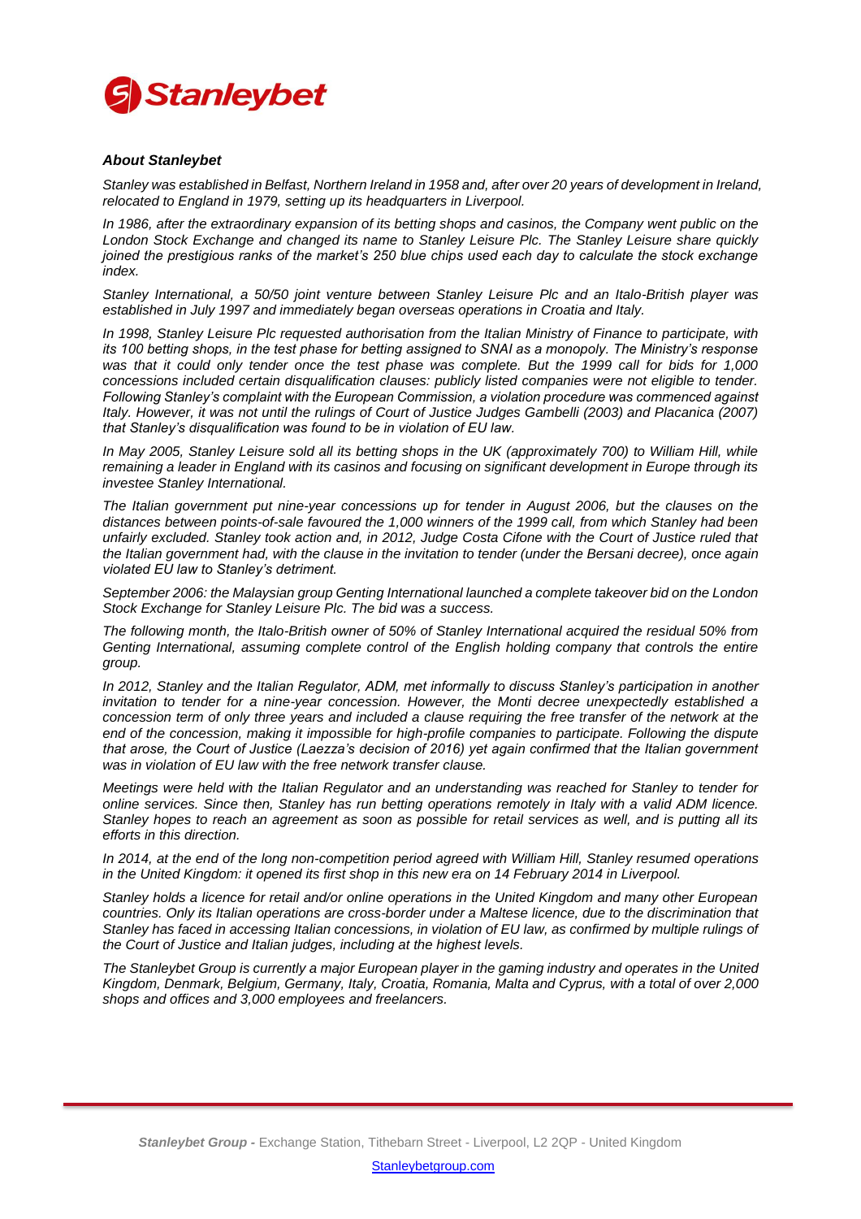Stanleybet

***About Stanleybet***

*Stanley was established in Belfast, Northern Ireland in 1958 and, after over 20 years of development in Ireland, relocated to England in 1979, setting up its headquarters in Liverpool.*

*In 1986, after the extraordinary expansion of its betting shops and casinos, the Company went public on the London Stock Exchange and changed its name to Stanley Leisure Plc. The Stanley Leisure share quickly joined the prestigious ranks of the market's 250 blue chips used each day to calculate the stock exchange index.*

*Stanley International, a 50/50 joint venture between Stanley Leisure Plc and an Italo-British player was established in July 1997 and immediately began overseas operations in Croatia and Italy.*

*In 1998, Stanley Leisure Plc requested authorisation from the Italian Ministry of Finance to participate, with its 100 betting shops, in the test phase for betting assigned to SNAI as a monopoly. The Ministry's response was that it could only tender once the test phase was complete. But the 1999 call for bids for 1,000 concessions included certain disqualification clauses: publicly listed companies were not eligible to tender. Following Stanley's complaint with the European Commission, a violation procedure was commenced against Italy. However, it was not until the rulings of Court of Justice Judges Gambelli (2003) and Placanica (2007) that Stanley's disqualification was found to be in violation of EU law.*

*In May 2005, Stanley Leisure sold all its betting shops in the UK (approximately 700) to William Hill, while remaining a leader in England with its casinos and focusing on significant development in Europe through its investee Stanley International.*

*The Italian government put nine-year concessions up for tender in August 2006, but the clauses on the distances between points-of-sale favoured the 1,000 winners of the 1999 call, from which Stanley had been unfairly excluded. Stanley took action and, in 2012, Judge Costa Cifone with the Court of Justice ruled that the Italian government had, with the clause in the invitation to tender (under the Bersani decree), once again violated EU law to Stanley's detriment.*

*September 2006: the Malaysian group Genting International launched a complete takeover bid on the London Stock Exchange for Stanley Leisure Plc. The bid was a success.*

*The following month, the Italo-British owner of 50% of Stanley International acquired the residual 50% from Genting International, assuming complete control of the English holding company that controls the entire group.*

*In 2012, Stanley and the Italian Regulator, ADM, met informally to discuss Stanley's participation in another invitation to tender for a nine-year concession. However, the Monti decree unexpectedly established a concession term of only three years and included a clause requiring the free transfer of the network at the end of the concession, making it impossible for high-profile companies to participate. Following the dispute that arose, the Court of Justice (Laezza's decision of 2016) yet again confirmed that the Italian government was in violation of EU law with the free network transfer clause.*

*Meetings were held with the Italian Regulator and an understanding was reached for Stanley to tender for online services. Since then, Stanley has run betting operations remotely in Italy with a valid ADM licence. Stanley hopes to reach an agreement as soon as possible for retail services as well, and is putting all its efforts in this direction.*

*In 2014, at the end of the long non-competition period agreed with William Hill, Stanley resumed operations in the United Kingdom: it opened its first shop in this new era on 14 February 2014 in Liverpool.*

*Stanley holds a licence for retail and/or online operations in the United Kingdom and many other European countries. Only its Italian operations are cross-border under a Maltese licence, due to the discrimination that Stanley has faced in accessing Italian concessions, in violation of EU law, as confirmed by multiple rulings of the Court of Justice and Italian judges, including at the highest levels.*

*The Stanleybet Group is currently a major European player in the gaming industry and operates in the United Kingdom, Denmark, Belgium, Germany, Italy, Croatia, Romania, Malta and Cyprus, with a total of over 2,000 shops and offices and 3,000 employees and freelancers.*

***Stanleybet Group -*** Exchange Station, Tithebarn Street - Liverpool, L2 2QP - United Kingdom

Stanleybetgroup.com